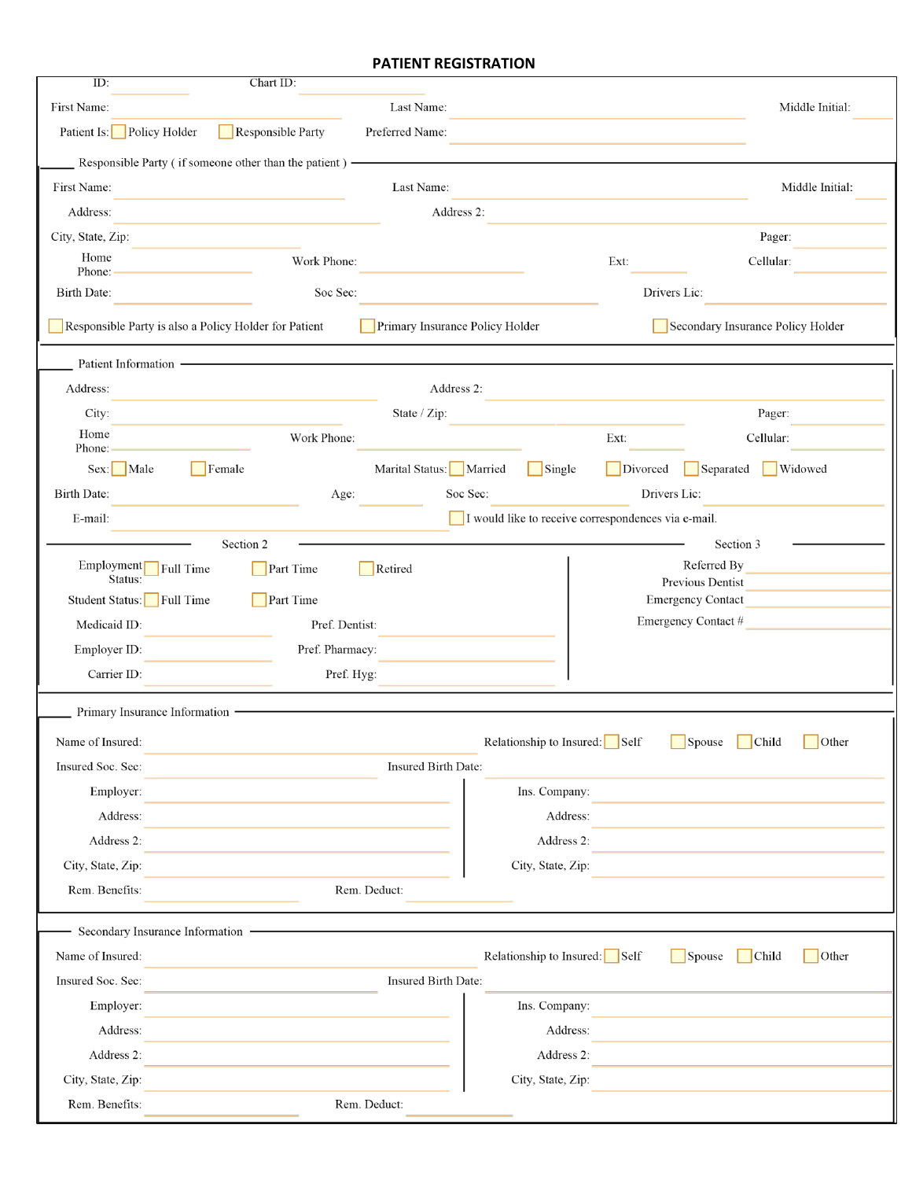# PATIENT REGISTRATION

ID: ______ Chart ID: ______

First Name: ______ Last Name: ______ Middle Initial: ______

Patient Is: ☐ Policy Holder ☐ Responsible Party Preferred Name: ______

## Responsible Party ( if someone other than the patient )

First Name: ______ Last Name: ______ Middle Initial: ______

Address: ______ Address 2: ______

City, State, Zip: ______ Pager: ______

Home Phone: ______ Work Phone: ______ Ext: ______ Cellular: ______

Birth Date: ______ Soc Sec: ______ Drivers Lic: ______

☐ Responsible Party is also a Policy Holder for Patient ☐ Primary Insurance Policy Holder ☐ Secondary Insurance Policy Holder

## Patient Information

Address: ______ Address 2: ______

City: ______ State / Zip: ______ Pager: ______

Home Phone: ______ Work Phone: ______ Ext: ______ Cellular: ______

Sex: ☐ Male ☐ Female Marital Status: ☐ Married ☐ Single ☐ Divorced ☐ Separated ☐ Widowed

Birth Date: ______ Age: ______ Soc Sec: ______ Drivers Lic: ______

E-mail: ______ ☐ I would like to receive correspondences via e-mail.

### Section 2

Employment Status: ☐ Full Time ☐ Part Time ☐ Retired

Student Status: ☐ Full Time ☐ Part Time

Medicaid ID: ______ Pref. Dentist: ______

Employer ID: ______ Pref. Pharmacy: ______

Carrier ID: ______ Pref. Hyg: ______

### Section 3

Referred By ______

Previous Dentist ______

Emergency Contact ______

Emergency Contact # ______

## Primary Insurance Information

Name of Insured: ______ Relationship to Insured: ☐ Self ☐ Spouse ☐ Child ☐ Other

Insured Soc. Sec: ______ Insured Birth Date: ______

Employer: ______ Ins. Company: ______

Address: ______ Address: ______

Address 2: ______ Address 2: ______

City, State, Zip: ______ City, State, Zip: ______

Rem. Benefits: ______ Rem. Deduct: ______

## Secondary Insurance Information

Name of Insured: ______ Relationship to Insured: ☐ Self ☐ Spouse ☐ Child ☐ Other

Insured Soc. Sec: ______ Insured Birth Date: ______

Employer: ______ Ins. Company: ______

Address: ______ Address: ______

Address 2: ______ Address 2: ______

City, State, Zip: ______ City, State, Zip: ______

Rem. Benefits: ______ Rem. Deduct: ______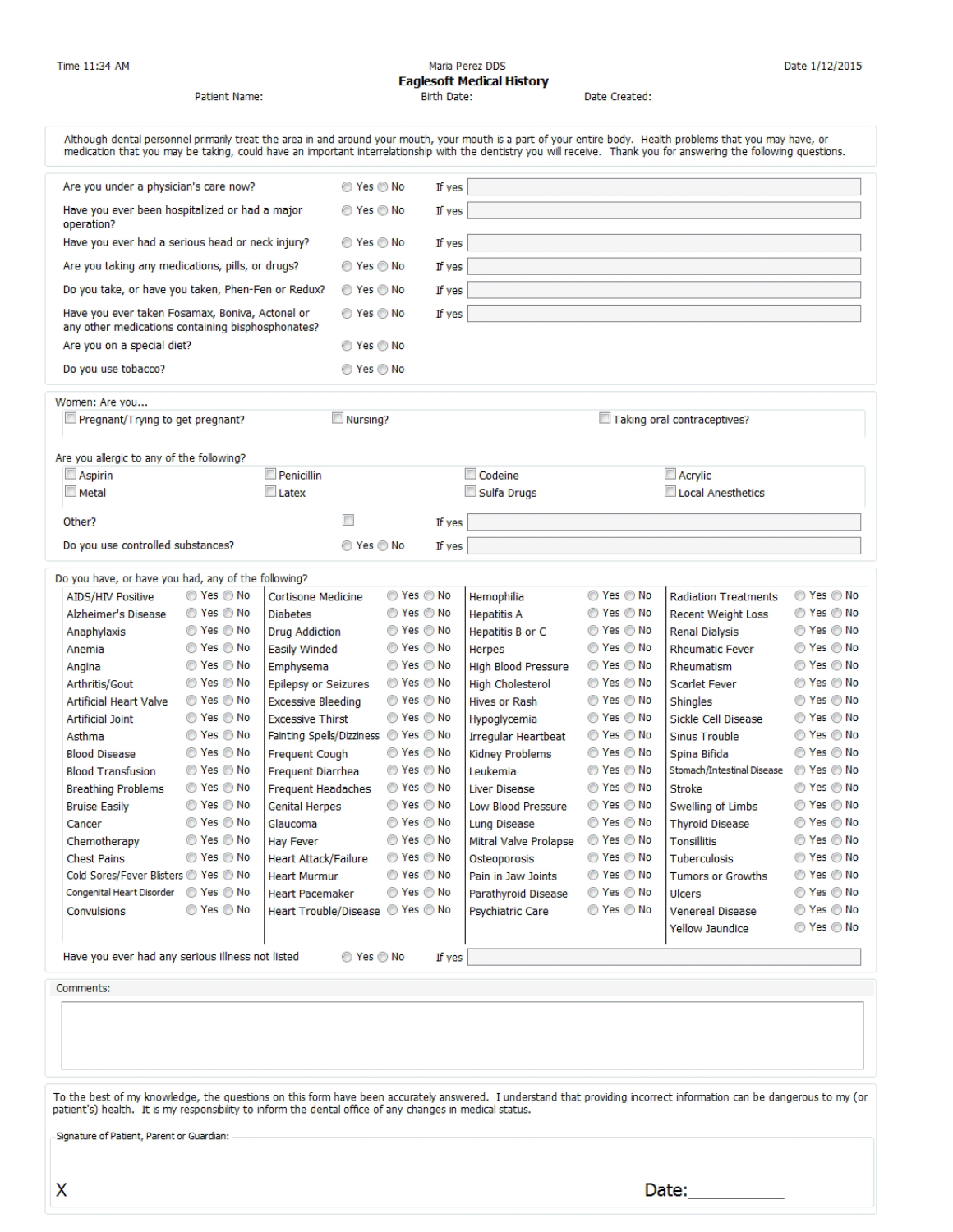Time 11:34 AM

Maria Perez DDS

# Eaglesoft Medical History

Date 1/12/2015

Patient Name: Birth Date: Date Created:

Although dental personnel primarily treat the area in and around your mouth, your mouth is a part of your entire body. Health problems that you may have, or medication that you may be taking, could have an important interrelationship with the dentistry you will receive. Thank you for answering the following questions.

| Question | Answer | |
|---|---|---|
| Are you under a physician's care now? | ◯ Yes ◯ No | If yes |
| Have you ever been hospitalized or had a major operation? | ◯ Yes ◯ No | If yes |
| Have you ever had a serious head or neck injury? | ◯ Yes ◯ No | If yes |
| Are you taking any medications, pills, or drugs? | ◯ Yes ◯ No | If yes |
| Do you take, or have you taken, Phen-Fen or Redux? | ◯ Yes ◯ No | If yes |
| Have you ever taken Fosamax, Boniva, Actonel or any other medications containing bisphosphonates? | ◯ Yes ◯ No | If yes |
| Are you on a special diet? | ◯ Yes ◯ No | |
| Do you use tobacco? | ◯ Yes ◯ No | |

Women: Are you...

- ☐ Pregnant/Trying to get pregnant?
- ☐ Nursing?
- ☐ Taking oral contraceptives?

Are you allergic to any of the following?

| | | | |
|---|---|---|---|
| ☐ Aspirin | ☐ Penicillin | ☐ Codeine | ☐ Acrylic |
| ☐ Metal | ☐ Latex | ☐ Sulfa Drugs | ☐ Local Anesthetics |

| | | |
|---|---|---|
| Other? | ☐ | If yes |
| Do you use controlled substances? | ◯ Yes ◯ No | If yes |

Do you have, or have you had, any of the following?

| Condition | Answer | Condition | Answer | Condition | Answer | Condition | Answer |
|---|---|---|---|---|---|---|---|
| AIDS/HIV Positive | ◯ Yes ◯ No | Cortisone Medicine | ◯ Yes ◯ No | Hemophilia | ◯ Yes ◯ No | Radiation Treatments | ◯ Yes ◯ No |
| Alzheimer's Disease | ◯ Yes ◯ No | Diabetes | ◯ Yes ◯ No | Hepatitis A | ◯ Yes ◯ No | Recent Weight Loss | ◯ Yes ◯ No |
| Anaphylaxis | ◯ Yes ◯ No | Drug Addiction | ◯ Yes ◯ No | Hepatitis B or C | ◯ Yes ◯ No | Renal Dialysis | ◯ Yes ◯ No |
| Anemia | ◯ Yes ◯ No | Easily Winded | ◯ Yes ◯ No | Herpes | ◯ Yes ◯ No | Rheumatic Fever | ◯ Yes ◯ No |
| Angina | ◯ Yes ◯ No | Emphysema | ◯ Yes ◯ No | High Blood Pressure | ◯ Yes ◯ No | Rheumatism | ◯ Yes ◯ No |
| Arthritis/Gout | ◯ Yes ◯ No | Epilepsy or Seizures | ◯ Yes ◯ No | High Cholesterol | ◯ Yes ◯ No | Scarlet Fever | ◯ Yes ◯ No |
| Artificial Heart Valve | ◯ Yes ◯ No | Excessive Bleeding | ◯ Yes ◯ No | Hives or Rash | ◯ Yes ◯ No | Shingles | ◯ Yes ◯ No |
| Artificial Joint | ◯ Yes ◯ No | Excessive Thirst | ◯ Yes ◯ No | Hypoglycemia | ◯ Yes ◯ No | Sickle Cell Disease | ◯ Yes ◯ No |
| Asthma | ◯ Yes ◯ No | Fainting Spells/Dizziness | ◯ Yes ◯ No | Irregular Heartbeat | ◯ Yes ◯ No | Sinus Trouble | ◯ Yes ◯ No |
| Blood Disease | ◯ Yes ◯ No | Frequent Cough | ◯ Yes ◯ No | Kidney Problems | ◯ Yes ◯ No | Spina Bifida | ◯ Yes ◯ No |
| Blood Transfusion | ◯ Yes ◯ No | Frequent Diarrhea | ◯ Yes ◯ No | Leukemia | ◯ Yes ◯ No | Stomach/Intestinal Disease | ◯ Yes ◯ No |
| Breathing Problems | ◯ Yes ◯ No | Frequent Headaches | ◯ Yes ◯ No | Liver Disease | ◯ Yes ◯ No | Stroke | ◯ Yes ◯ No |
| Bruise Easily | ◯ Yes ◯ No | Genital Herpes | ◯ Yes ◯ No | Low Blood Pressure | ◯ Yes ◯ No | Swelling of Limbs | ◯ Yes ◯ No |
| Cancer | ◯ Yes ◯ No | Glaucoma | ◯ Yes ◯ No | Lung Disease | ◯ Yes ◯ No | Thyroid Disease | ◯ Yes ◯ No |
| Chemotherapy | ◯ Yes ◯ No | Hay Fever | ◯ Yes ◯ No | Mitral Valve Prolapse | ◯ Yes ◯ No | Tonsillitis | ◯ Yes ◯ No |
| Chest Pains | ◯ Yes ◯ No | Heart Attack/Failure | ◯ Yes ◯ No | Osteoporosis | ◯ Yes ◯ No | Tuberculosis | ◯ Yes ◯ No |
| Cold Sores/Fever Blisters | ◯ Yes ◯ No | Heart Murmur | ◯ Yes ◯ No | Pain in Jaw Joints | ◯ Yes ◯ No | Tumors or Growths | ◯ Yes ◯ No |
| Congenital Heart Disorder | ◯ Yes ◯ No | Heart Pacemaker | ◯ Yes ◯ No | Parathyroid Disease | ◯ Yes ◯ No | Ulcers | ◯ Yes ◯ No |
| Convulsions | ◯ Yes ◯ No | Heart Trouble/Disease | ◯ Yes ◯ No | Psychiatric Care | ◯ Yes ◯ No | Venereal Disease | ◯ Yes ◯ No |
| | | | | | | Yellow Jaundice | ◯ Yes ◯ No |

Have you ever had any serious illness not listed ◯ Yes ◯ No If yes

Comments:

To the best of my knowledge, the questions on this form have been accurately answered. I understand that providing incorrect information can be dangerous to my (or patient's) health. It is my responsibility to inform the dental office of any changes in medical status.

Signature of Patient, Parent or Guardian:

X

Date:__________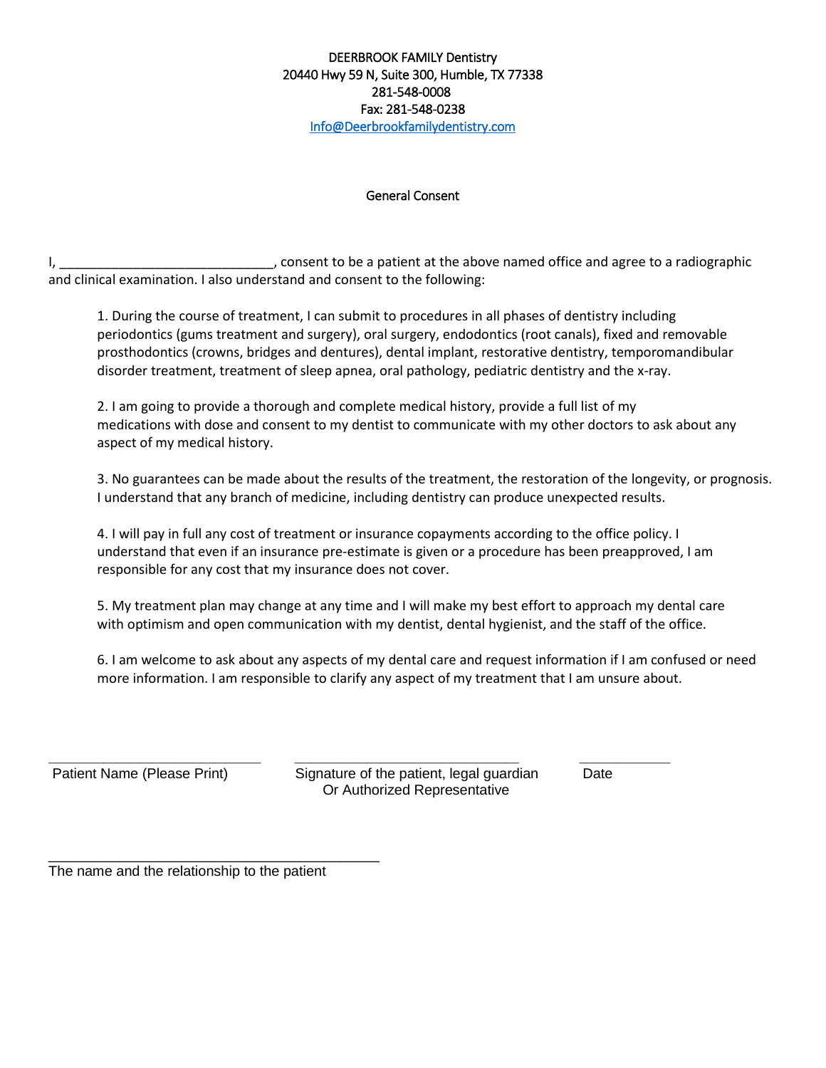DEERBROOK FAMILY Dentistry
20440 Hwy 59 N, Suite 300, Humble, TX 77338
281-548-0008
Fax: 281-548-0238
Info@Deerbrookfamilydentistry.com

## General Consent

I, ______________________________, consent to be a patient at the above named office and agree to a radiographic and clinical examination. I also understand and consent to the following:

1. During the course of treatment, I can submit to procedures in all phases of dentistry including periodontics (gums treatment and surgery), oral surgery, endodontics (root canals), fixed and removable prosthodontics (crowns, bridges and dentures), dental implant, restorative dentistry, temporomandibular disorder treatment, treatment of sleep apnea, oral pathology, pediatric dentistry and the x-ray.

2. I am going to provide a thorough and complete medical history, provide a full list of my medications with dose and consent to my dentist to communicate with my other doctors to ask about any aspect of my medical history.

3. No guarantees can be made about the results of the treatment, the restoration of the longevity, or prognosis. I understand that any branch of medicine, including dentistry can produce unexpected results.

4. I will pay in full any cost of treatment or insurance copayments according to the office policy. I understand that even if an insurance pre-estimate is given or a procedure has been preapproved, I am responsible for any cost that my insurance does not cover.

5. My treatment plan may change at any time and I will make my best effort to approach my dental care with optimism and open communication with my dentist, dental hygienist, and the staff of the office.

6. I am welcome to ask about any aspects of my dental care and request information if I am confused or need more information. I am responsible to clarify any aspect of my treatment that I am unsure about.

| ____________________________ | ______________________________ | ____________ |
|---|---|---|
| Patient Name (Please Print) | Signature of the patient, legal guardian Or Authorized Representative | Date |

____________________________________________
The name and the relationship to the patient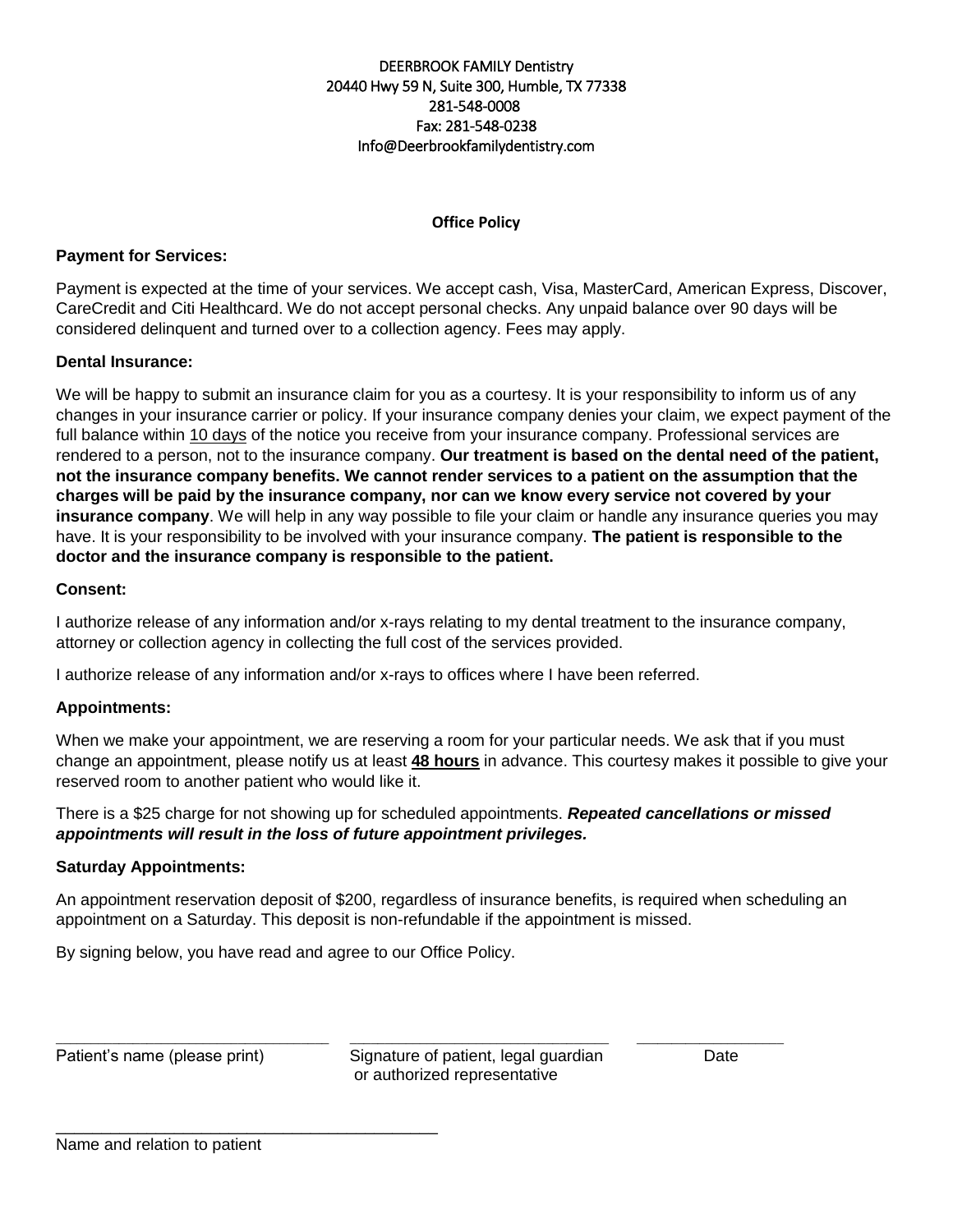DEERBROOK FAMILY Dentistry
20440 Hwy 59 N, Suite 300, Humble, TX 77338
281-548-0008
Fax: 281-548-0238
Info@Deerbrookfamilydentistry.com

**Office Policy**

**Payment for Services:**

Payment is expected at the time of your services. We accept cash, Visa, MasterCard, American Express, Discover, CareCredit and Citi Healthcard. We do not accept personal checks. Any unpaid balance over 90 days will be considered delinquent and turned over to a collection agency. Fees may apply.

**Dental Insurance:**

We will be happy to submit an insurance claim for you as a courtesy. It is your responsibility to inform us of any changes in your insurance carrier or policy. If your insurance company denies your claim, we expect payment of the full balance within 10 days of the notice you receive from your insurance company. Professional services are rendered to a person, not to the insurance company. **Our treatment is based on the dental need of the patient, not the insurance company benefits. We cannot render services to a patient on the assumption that the charges will be paid by the insurance company, nor can we know every service not covered by your insurance company**. We will help in any way possible to file your claim or handle any insurance queries you may have. It is your responsibility to be involved with your insurance company. **The patient is responsible to the doctor and the insurance company is responsible to the patient.**

**Consent:**

I authorize release of any information and/or x-rays relating to my dental treatment to the insurance company, attorney or collection agency in collecting the full cost of the services provided.

I authorize release of any information and/or x-rays to offices where I have been referred.

**Appointments:**

When we make your appointment, we are reserving a room for your particular needs. We ask that if you must change an appointment, please notify us at least **48 hours** in advance. This courtesy makes it possible to give your reserved room to another patient who would like it.

There is a $25 charge for not showing up for scheduled appointments. ***Repeated cancellations or missed appointments will result in the loss of future appointment privileges.***

**Saturday Appointments:**

An appointment reservation deposit of $200, regardless of insurance benefits, is required when scheduling an appointment on a Saturday. This deposit is non-refundable if the appointment is missed.

By signing below, you have read and agree to our Office Policy.

______________________________ ______________________________ ________________
Patient's name (please print) Signature of patient, legal guardian or authorized representative Date

__________________________________________
Name and relation to patient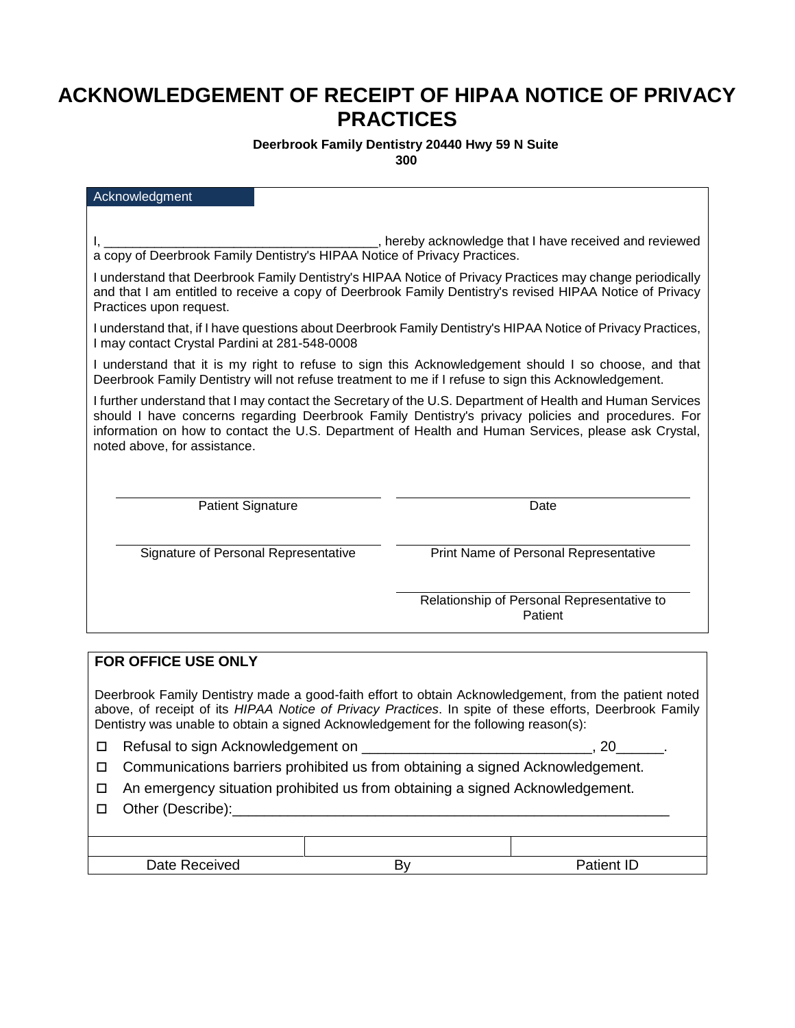# ACKNOWLEDGEMENT OF RECEIPT OF HIPAA NOTICE OF PRIVACY PRACTICES

**Deerbrook Family Dentistry 20440 Hwy 59 N Suite 300**

## Acknowledgment

I, ______________________________________, hereby acknowledge that I have received and reviewed a copy of Deerbrook Family Dentistry's HIPAA Notice of Privacy Practices.

I understand that Deerbrook Family Dentistry's HIPAA Notice of Privacy Practices may change periodically and that I am entitled to receive a copy of Deerbrook Family Dentistry's revised HIPAA Notice of Privacy Practices upon request.

I understand that, if I have questions about Deerbrook Family Dentistry's HIPAA Notice of Privacy Practices, I may contact Crystal Pardini at 281-548-0008

I understand that it is my right to refuse to sign this Acknowledgement should I so choose, and that Deerbrook Family Dentistry will not refuse treatment to me if I refuse to sign this Acknowledgement.

I further understand that I may contact the Secretary of the U.S. Department of Health and Human Services should I have concerns regarding Deerbrook Family Dentistry's privacy policies and procedures. For information on how to contact the U.S. Department of Health and Human Services, please ask Crystal, noted above, for assistance.

______________________________ Patient Signature

______________________________ Date

______________________________ Signature of Personal Representative

______________________________ Print Name of Personal Representative

______________________________ Relationship of Personal Representative to Patient

## FOR OFFICE USE ONLY

Deerbrook Family Dentistry made a good-faith effort to obtain Acknowledgement, from the patient noted above, of receipt of its *HIPAA Notice of Privacy Practices*. In spite of these efforts, Deerbrook Family Dentistry was unable to obtain a signed Acknowledgement for the following reason(s):

- ☐ Refusal to sign Acknowledgement on ____________________________, 20______.
- ☐ Communications barriers prohibited us from obtaining a signed Acknowledgement.
- ☐ An emergency situation prohibited us from obtaining a signed Acknowledgement.
- ☐ Other (Describe):________________________________________________________

| | | |
|---|---|---|
| Date Received | By | Patient ID |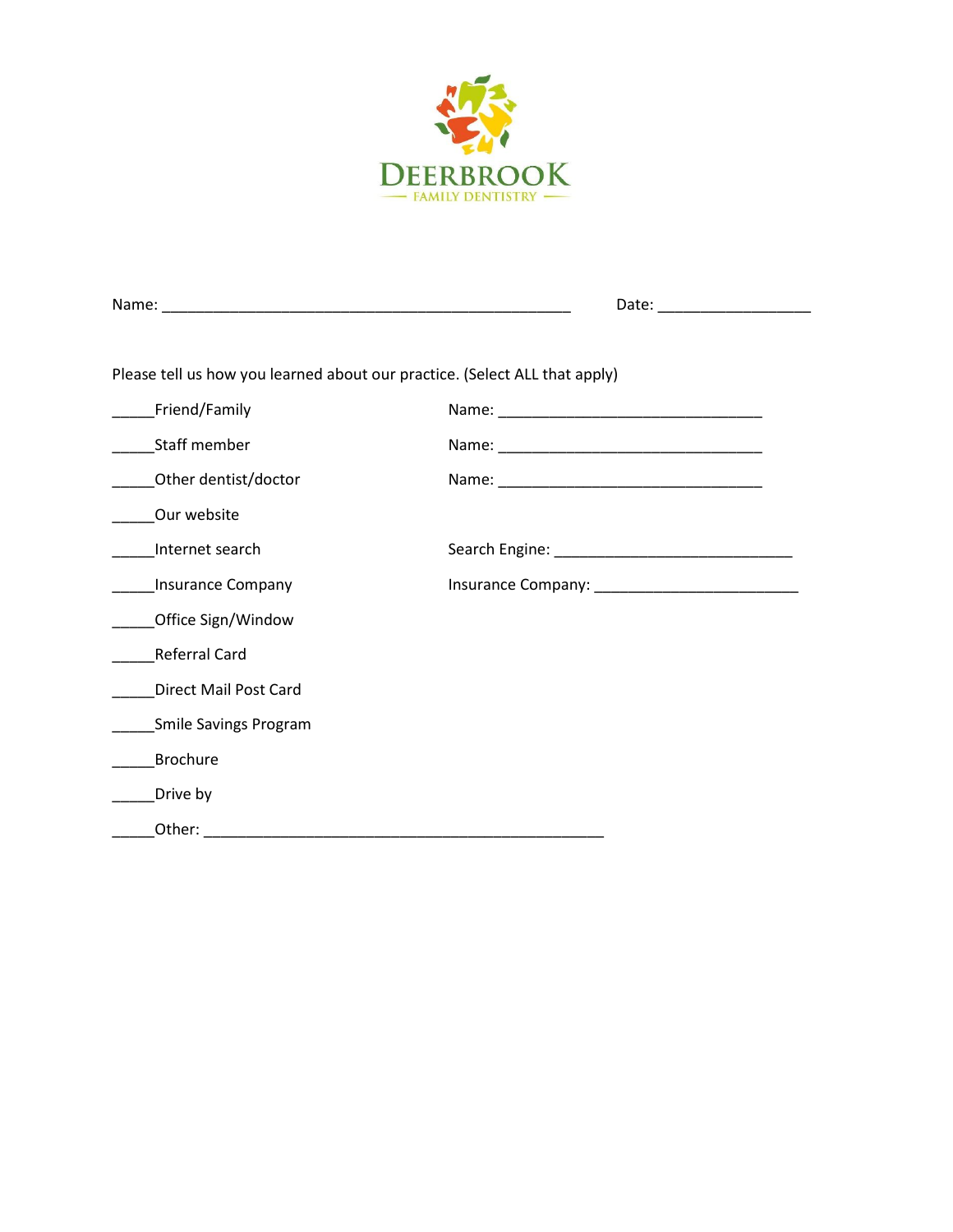DEERBROOK

FAMILY DENTISTRY

Name: _______________________________________________ Date: _________________

Please tell us how you learned about our practice. (Select ALL that apply)

_____Friend/Family Name: ______________________________

_____Staff member Name: ______________________________

_____Other dentist/doctor Name: ______________________________

_____Our website

_____Internet search Search Engine: ___________________________

_____Insurance Company Insurance Company: _______________________

_____Office Sign/Window

_____Referral Card

_____Direct Mail Post Card

_____Smile Savings Program

_____Brochure

_____Drive by

_____Other: ______________________________________________